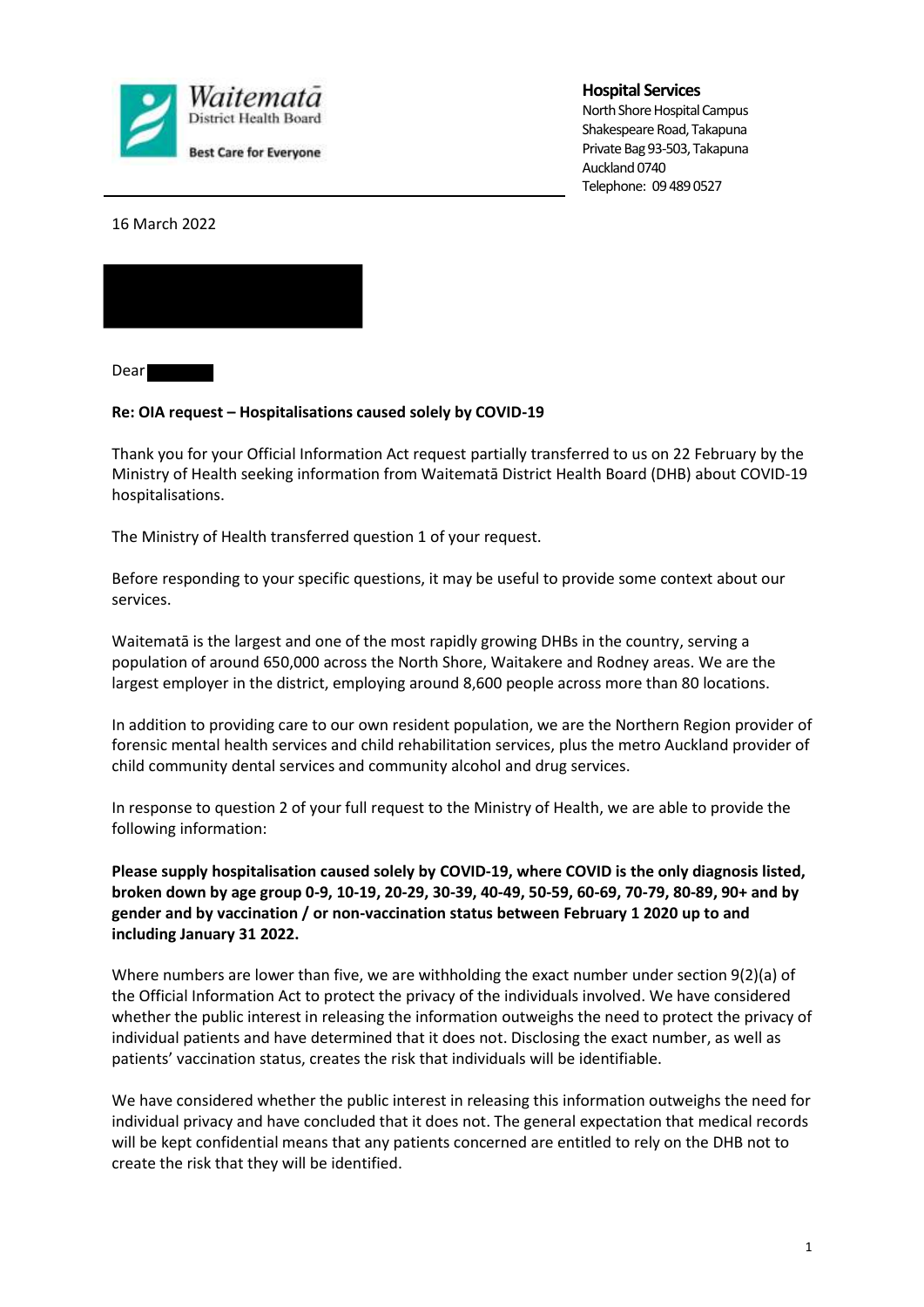Waitematā District Health Board
Best Care for Everyone

**Hospital Services**
North Shore Hospital Campus
Shakespeare Road, Takapuna
Private Bag 93-503, Takapuna
Auckland 0740
Telephone: 09 489 0527

16 March 2022

Dear

**Re: OIA request – Hospitalisations caused solely by COVID-19**

Thank you for your Official Information Act request partially transferred to us on 22 February by the Ministry of Health seeking information from Waitematā District Health Board (DHB) about COVID-19 hospitalisations.

The Ministry of Health transferred question 1 of your request.

Before responding to your specific questions, it may be useful to provide some context about our services.

Waitematā is the largest and one of the most rapidly growing DHBs in the country, serving a population of around 650,000 across the North Shore, Waitakere and Rodney areas. We are the largest employer in the district, employing around 8,600 people across more than 80 locations.

In addition to providing care to our own resident population, we are the Northern Region provider of forensic mental health services and child rehabilitation services, plus the metro Auckland provider of child community dental services and community alcohol and drug services.

In response to question 2 of your full request to the Ministry of Health, we are able to provide the following information:

**Please supply hospitalisation caused solely by COVID-19, where COVID is the only diagnosis listed, broken down by age group 0-9, 10-19, 20-29, 30-39, 40-49, 50-59, 60-69, 70-79, 80-89, 90+ and by gender and by vaccination / or non-vaccination status between February 1 2020 up to and including January 31 2022.**

Where numbers are lower than five, we are withholding the exact number under section 9(2)(a) of the Official Information Act to protect the privacy of the individuals involved. We have considered whether the public interest in releasing the information outweighs the need to protect the privacy of individual patients and have determined that it does not. Disclosing the exact number, as well as patients' vaccination status, creates the risk that individuals will be identifiable.

We have considered whether the public interest in releasing this information outweighs the need for individual privacy and have concluded that it does not. The general expectation that medical records will be kept confidential means that any patients concerned are entitled to rely on the DHB not to create the risk that they will be identified.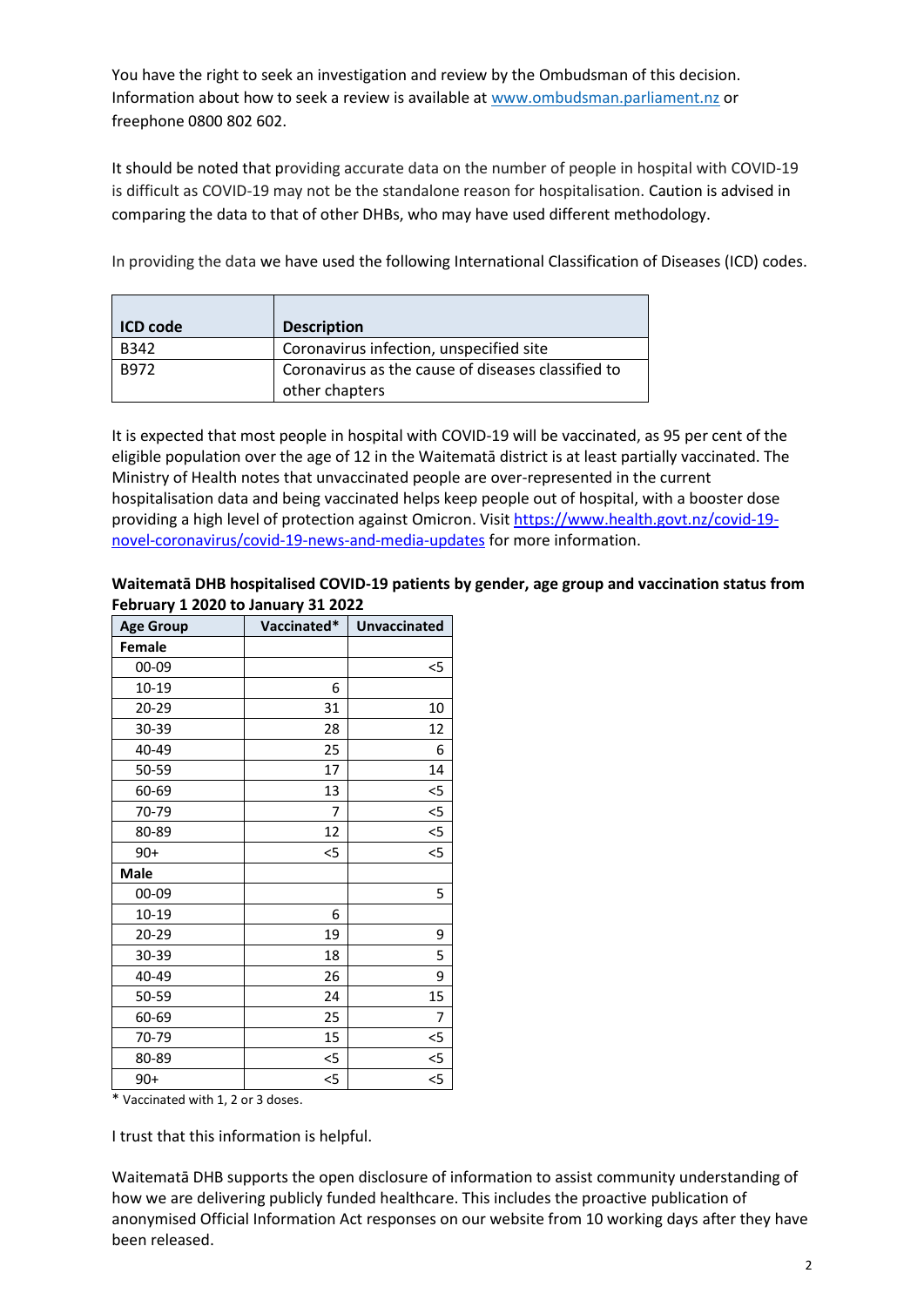You have the right to seek an investigation and review by the Ombudsman of this decision. Information about how to seek a review is available at www.ombudsman.parliament.nz or freephone 0800 802 602.

It should be noted that providing accurate data on the number of people in hospital with COVID-19 is difficult as COVID-19 may not be the standalone reason for hospitalisation. Caution is advised in comparing the data to that of other DHBs, who may have used different methodology.

In providing the data we have used the following International Classification of Diseases (ICD) codes.

| ICD code | Description |
|---|---|
| B342 | Coronavirus infection, unspecified site |
| B972 | Coronavirus as the cause of diseases classified to other chapters |

It is expected that most people in hospital with COVID-19 will be vaccinated, as 95 per cent of the eligible population over the age of 12 in the Waitematā district is at least partially vaccinated. The Ministry of Health notes that unvaccinated people are over-represented in the current hospitalisation data and being vaccinated helps keep people out of hospital, with a booster dose providing a high level of protection against Omicron. Visit https://www.health.govt.nz/covid-19-novel-coronavirus/covid-19-news-and-media-updates for more information.

**Waitematā DHB hospitalised COVID-19 patients by gender, age group and vaccination status from February 1 2020 to January 31 2022**

| Age Group | Vaccinated* | Unvaccinated |
|---|---|---|
| **Female** | | |
| 00-09 | | <5 |
| 10-19 | 6 | |
| 20-29 | 31 | 10 |
| 30-39 | 28 | 12 |
| 40-49 | 25 | 6 |
| 50-59 | 17 | 14 |
| 60-69 | 13 | <5 |
| 70-79 | 7 | <5 |
| 80-89 | 12 | <5 |
| 90+ | <5 | <5 |
| **Male** | | |
| 00-09 | | 5 |
| 10-19 | 6 | |
| 20-29 | 19 | 9 |
| 30-39 | 18 | 5 |
| 40-49 | 26 | 9 |
| 50-59 | 24 | 15 |
| 60-69 | 25 | 7 |
| 70-79 | 15 | <5 |
| 80-89 | <5 | <5 |
| 90+ | <5 | <5 |

* Vaccinated with 1, 2 or 3 doses.

I trust that this information is helpful.

Waitematā DHB supports the open disclosure of information to assist community understanding of how we are delivering publicly funded healthcare. This includes the proactive publication of anonymised Official Information Act responses on our website from 10 working days after they have been released.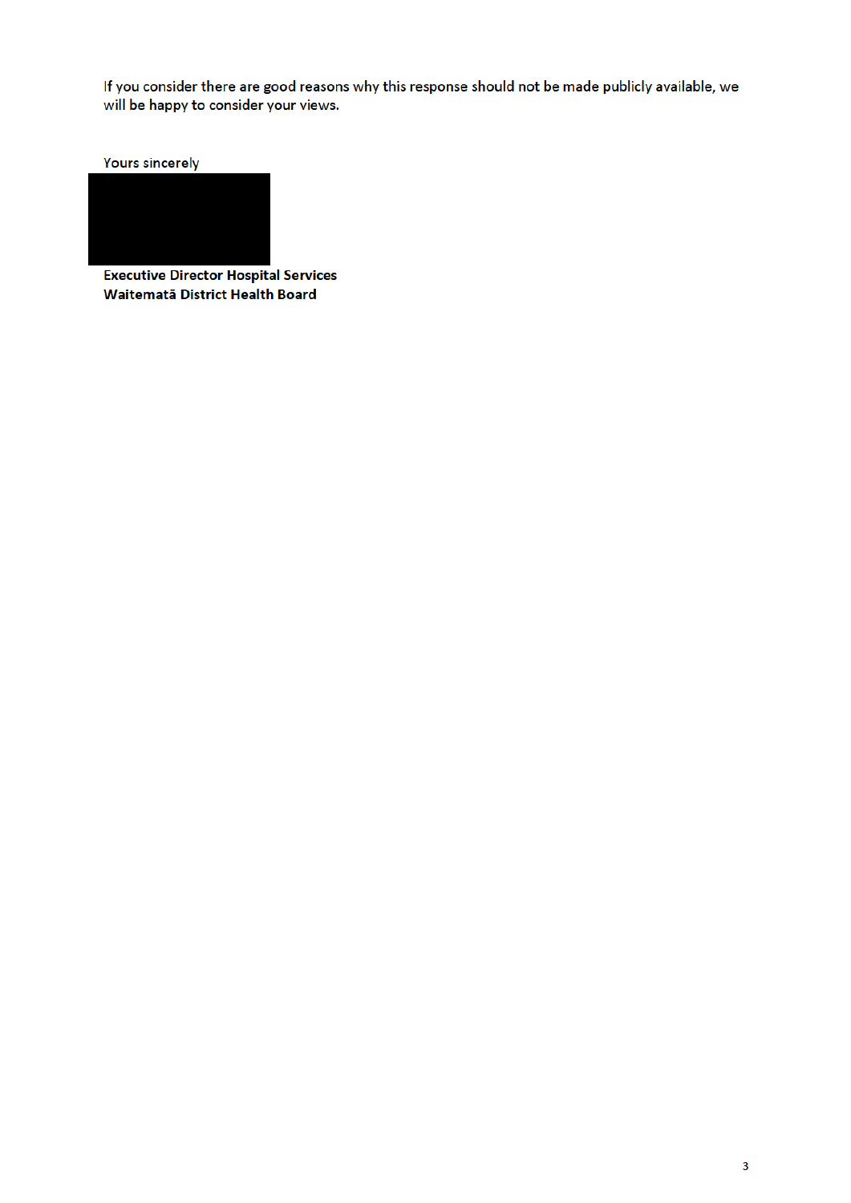If you consider there are good reasons why this response should not be made publicly available, we will be happy to consider your views.

Yours sincerely

**Executive Director Hospital Services**
**Waitematā District Health Board**